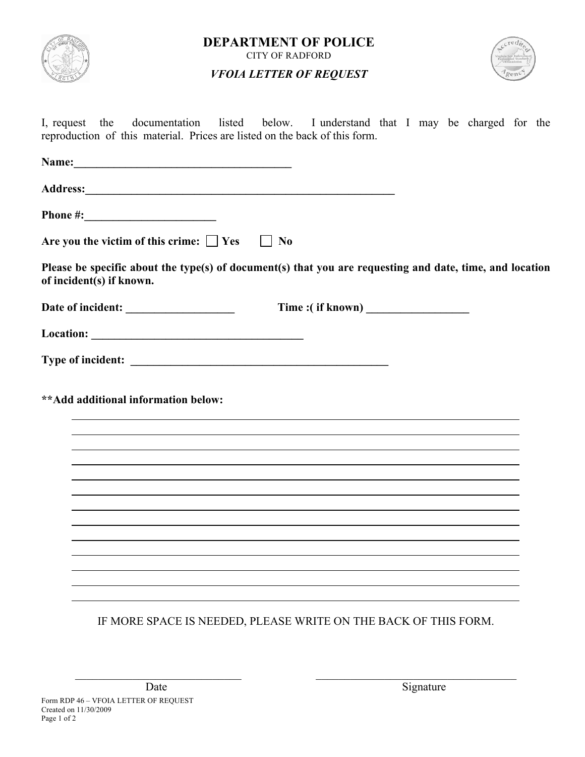# DEPARTMENT OF POLICE

CITY OF RADFORD

***VFOIA LETTER OF REQUEST***

I, request the documentation listed below. I understand that I may be charged for the reproduction of this material. Prices are listed on the back of this form.

**Name:**_______________________________________

**Address:**________________________________________________________

**Phone #:**_______________________

**Are you the victim of this crime:** ☐ **Yes** ☐ **No**

**Please be specific about the type(s) of document(s) that you are requesting and date, time, and location of incident(s) if known.**

**Date of incident:** ___________________ **Time :( if known)** __________________

**Location:** ______________________________________

**Type of incident:** _______________________________________________

****Add additional information below:**

______________________________________________________________________

______________________________________________________________________

______________________________________________________________________

______________________________________________________________________

______________________________________________________________________

______________________________________________________________________

______________________________________________________________________

______________________________________________________________________

______________________________________________________________________

______________________________________________________________________

______________________________________________________________________

______________________________________________________________________

______________________________________________________________________

IF MORE SPACE IS NEEDED, PLEASE WRITE ON THE BACK OF THIS FORM.

______________________________ Date

______________________________________ Signature

Form RDP 46 – VFOIA LETTER OF REQUEST
Created on 11/30/2009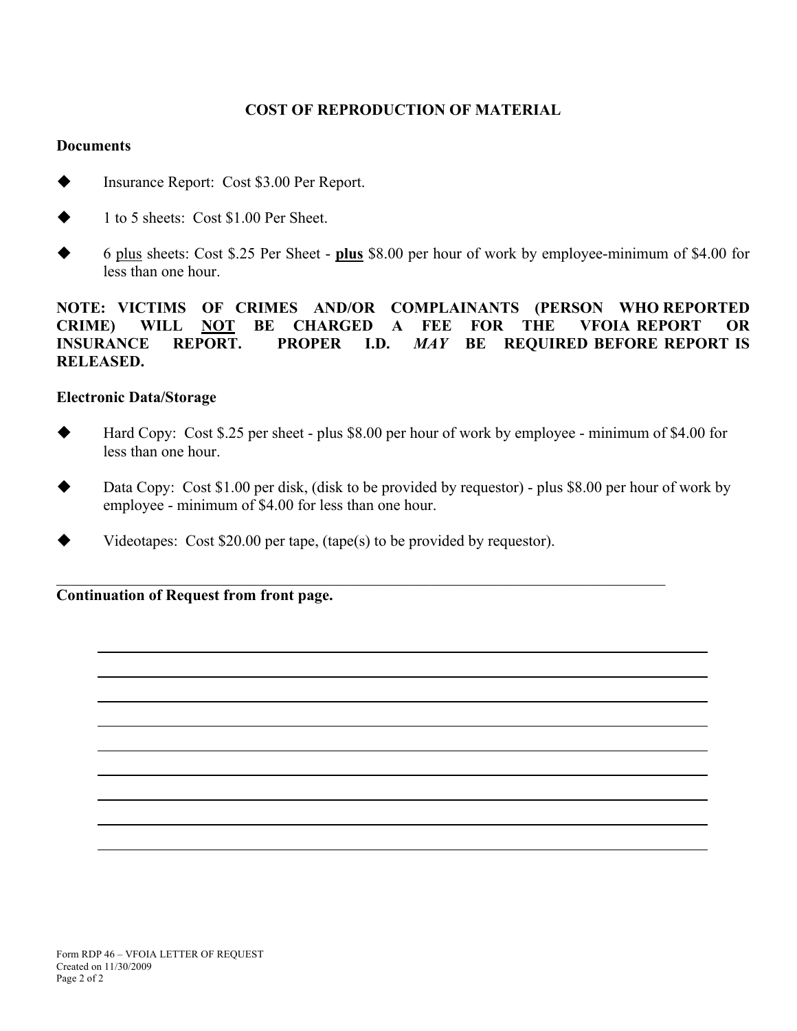## COST OF REPRODUCTION OF MATERIAL

**Documents**

- Insurance Report: Cost $3.00 Per Report.
- 1 to 5 sheets: Cost $1.00 Per Sheet.
- 6 plus sheets: Cost $.25 Per Sheet - **plus** $8.00 per hour of work by employee-minimum of $4.00 for less than one hour.

**NOTE: VICTIMS OF CRIMES AND/OR COMPLAINANTS (PERSON WHO REPORTED CRIME) WILL NOT BE CHARGED A FEE FOR THE VFOIA REPORT OR INSURANCE REPORT. PROPER I.D. *MAY* BE REQUIRED BEFORE REPORT IS RELEASED.**

**Electronic Data/Storage**

- Hard Copy: Cost $.25 per sheet - plus $8.00 per hour of work by employee - minimum of $4.00 for less than one hour.
- Data Copy: Cost $1.00 per disk, (disk to be provided by requestor) - plus $8.00 per hour of work by employee - minimum of $4.00 for less than one hour.
- Videotapes: Cost $20.00 per tape, (tape(s) to be provided by requestor).

---

**Continuation of Request from front page.**

\_\_\_\_\_\_\_\_\_\_\_\_\_\_\_\_\_\_\_\_\_\_\_\_\_\_\_\_\_\_\_\_\_\_\_\_\_\_\_\_\_\_\_\_\_\_\_\_\_\_\_\_\_\_\_\_\_\_\_\_\_\_\_\_\_\_\_\_\_\_

\_\_\_\_\_\_\_\_\_\_\_\_\_\_\_\_\_\_\_\_\_\_\_\_\_\_\_\_\_\_\_\_\_\_\_\_\_\_\_\_\_\_\_\_\_\_\_\_\_\_\_\_\_\_\_\_\_\_\_\_\_\_\_\_\_\_\_\_\_\_

\_\_\_\_\_\_\_\_\_\_\_\_\_\_\_\_\_\_\_\_\_\_\_\_\_\_\_\_\_\_\_\_\_\_\_\_\_\_\_\_\_\_\_\_\_\_\_\_\_\_\_\_\_\_\_\_\_\_\_\_\_\_\_\_\_\_\_\_\_\_

\_\_\_\_\_\_\_\_\_\_\_\_\_\_\_\_\_\_\_\_\_\_\_\_\_\_\_\_\_\_\_\_\_\_\_\_\_\_\_\_\_\_\_\_\_\_\_\_\_\_\_\_\_\_\_\_\_\_\_\_\_\_\_\_\_\_\_\_\_\_

\_\_\_\_\_\_\_\_\_\_\_\_\_\_\_\_\_\_\_\_\_\_\_\_\_\_\_\_\_\_\_\_\_\_\_\_\_\_\_\_\_\_\_\_\_\_\_\_\_\_\_\_\_\_\_\_\_\_\_\_\_\_\_\_\_\_\_\_\_\_

\_\_\_\_\_\_\_\_\_\_\_\_\_\_\_\_\_\_\_\_\_\_\_\_\_\_\_\_\_\_\_\_\_\_\_\_\_\_\_\_\_\_\_\_\_\_\_\_\_\_\_\_\_\_\_\_\_\_\_\_\_\_\_\_\_\_\_\_\_\_

\_\_\_\_\_\_\_\_\_\_\_\_\_\_\_\_\_\_\_\_\_\_\_\_\_\_\_\_\_\_\_\_\_\_\_\_\_\_\_\_\_\_\_\_\_\_\_\_\_\_\_\_\_\_\_\_\_\_\_\_\_\_\_\_\_\_\_\_\_\_

\_\_\_\_\_\_\_\_\_\_\_\_\_\_\_\_\_\_\_\_\_\_\_\_\_\_\_\_\_\_\_\_\_\_\_\_\_\_\_\_\_\_\_\_\_\_\_\_\_\_\_\_\_\_\_\_\_\_\_\_\_\_\_\_\_\_\_\_\_\_

\_\_\_\_\_\_\_\_\_\_\_\_\_\_\_\_\_\_\_\_\_\_\_\_\_\_\_\_\_\_\_\_\_\_\_\_\_\_\_\_\_\_\_\_\_\_\_\_\_\_\_\_\_\_\_\_\_\_\_\_\_\_\_\_\_\_\_\_\_\_

Form RDP 46 – VFOIA LETTER OF REQUEST
Created on 11/30/2009